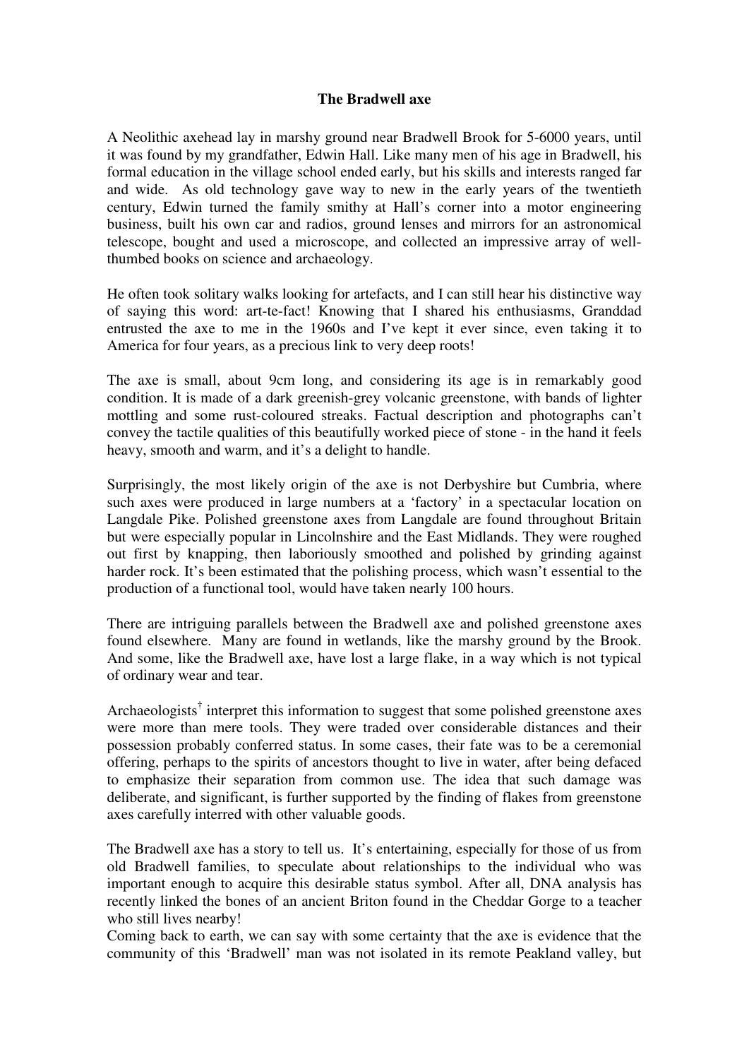**The Bradwell axe**

A Neolithic axehead lay in marshy ground near Bradwell Brook for 5-6000 years, until it was found by my grandfather, Edwin Hall. Like many men of his age in Bradwell, his formal education in the village school ended early, but his skills and interests ranged far and wide. As old technology gave way to new in the early years of the twentieth century, Edwin turned the family smithy at Hall's corner into a motor engineering business, built his own car and radios, ground lenses and mirrors for an astronomical telescope, bought and used a microscope, and collected an impressive array of well-thumbed books on science and archaeology.

He often took solitary walks looking for artefacts, and I can still hear his distinctive way of saying this word: art-te-fact! Knowing that I shared his enthusiasms, Granddad entrusted the axe to me in the 1960s and I've kept it ever since, even taking it to America for four years, as a precious link to very deep roots!

The axe is small, about 9cm long, and considering its age is in remarkably good condition. It is made of a dark greenish-grey volcanic greenstone, with bands of lighter mottling and some rust-coloured streaks. Factual description and photographs can't convey the tactile qualities of this beautifully worked piece of stone - in the hand it feels heavy, smooth and warm, and it's a delight to handle.

Surprisingly, the most likely origin of the axe is not Derbyshire but Cumbria, where such axes were produced in large numbers at a 'factory' in a spectacular location on Langdale Pike. Polished greenstone axes from Langdale are found throughout Britain but were especially popular in Lincolnshire and the East Midlands. They were roughed out first by knapping, then laboriously smoothed and polished by grinding against harder rock. It's been estimated that the polishing process, which wasn't essential to the production of a functional tool, would have taken nearly 100 hours.

There are intriguing parallels between the Bradwell axe and polished greenstone axes found elsewhere. Many are found in wetlands, like the marshy ground by the Brook. And some, like the Bradwell axe, have lost a large flake, in a way which is not typical of ordinary wear and tear.

Archaeologists[†] interpret this information to suggest that some polished greenstone axes were more than mere tools. They were traded over considerable distances and their possession probably conferred status. In some cases, their fate was to be a ceremonial offering, perhaps to the spirits of ancestors thought to live in water, after being defaced to emphasize their separation from common use. The idea that such damage was deliberate, and significant, is further supported by the finding of flakes from greenstone axes carefully interred with other valuable goods.

The Bradwell axe has a story to tell us. It's entertaining, especially for those of us from old Bradwell families, to speculate about relationships to the individual who was important enough to acquire this desirable status symbol. After all, DNA analysis has recently linked the bones of an ancient Briton found in the Cheddar Gorge to a teacher who still lives nearby!

Coming back to earth, we can say with some certainty that the axe is evidence that the community of this 'Bradwell' man was not isolated in its remote Peakland valley, but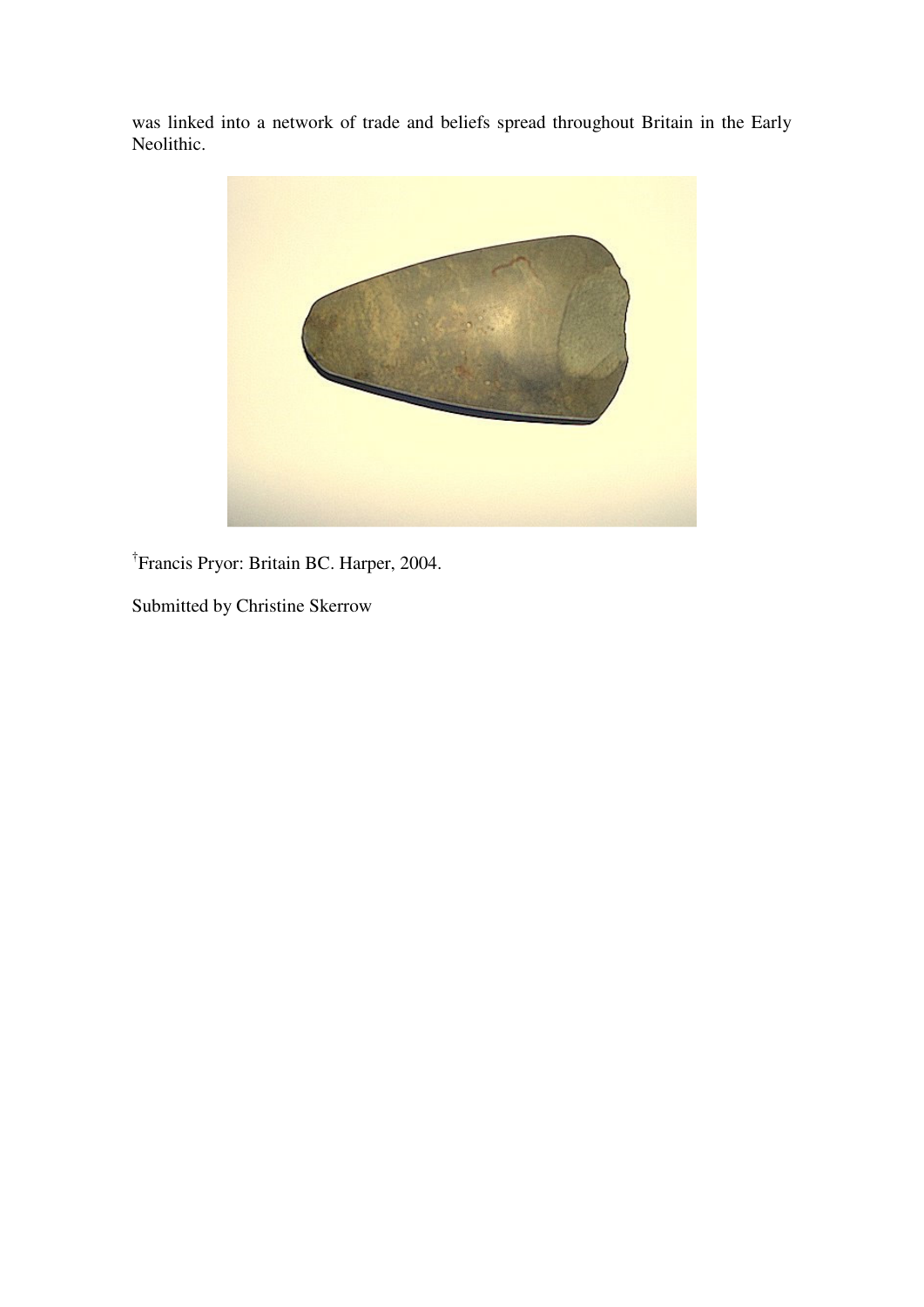was linked into a network of trade and beliefs spread throughout Britain in the Early Neolithic.

†Francis Pryor: Britain BC. Harper, 2004.

Submitted by Christine Skerrow